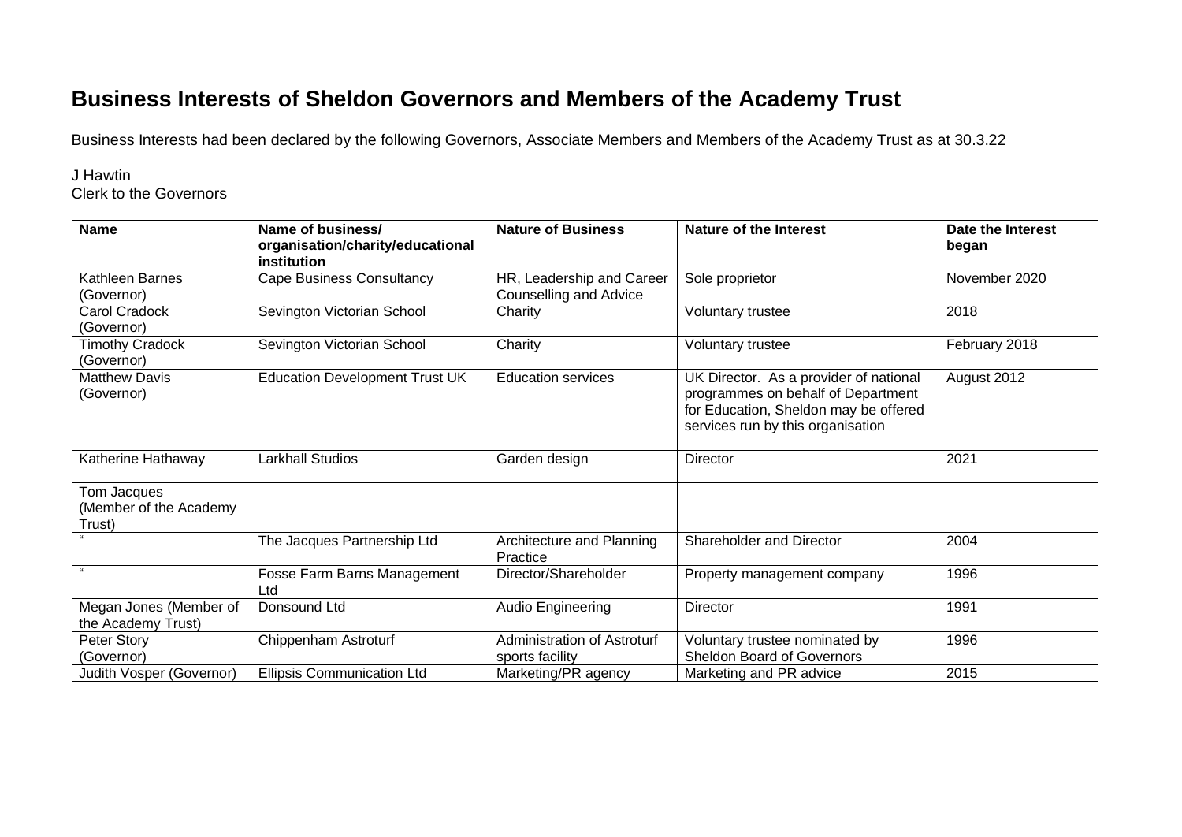# Business Interests of Sheldon Governors and Members of the Academy Trust

Business Interests had been declared by the following Governors, Associate Members and Members of the Academy Trust as at 30.3.22

J Hawtin
Clerk to the Governors

| Name | Name of business/ organisation/charity/educational institution | Nature of Business | Nature of the Interest | Date the Interest began |
|---|---|---|---|---|
| Kathleen Barnes (Governor) | Cape Business Consultancy | HR, Leadership and Career Counselling and Advice | Sole proprietor | November 2020 |
| Carol Cradock (Governor) | Sevington Victorian School | Charity | Voluntary trustee | 2018 |
| Timothy Cradock (Governor) | Sevington Victorian School | Charity | Voluntary trustee | February 2018 |
| Matthew Davis (Governor) | Education Development Trust UK | Education services | UK Director. As a provider of national programmes on behalf of Department for Education, Sheldon may be offered services run by this organisation | August 2012 |
| Katherine Hathaway | Larkhall Studios | Garden design | Director | 2021 |
| Tom Jacques (Member of the Academy Trust) | | | | |
| " | The Jacques Partnership Ltd | Architecture and Planning Practice | Shareholder and Director | 2004 |
| " | Fosse Farm Barns Management Ltd | Director/Shareholder | Property management company | 1996 |
| Megan Jones (Member of the Academy Trust) | Donsound Ltd | Audio Engineering | Director | 1991 |
| Peter Story (Governor) | Chippenham Astroturf | Administration of Astroturf sports facility | Voluntary trustee nominated by Sheldon Board of Governors | 1996 |
| Judith Vosper (Governor) | Ellipsis Communication Ltd | Marketing/PR agency | Marketing and PR advice | 2015 |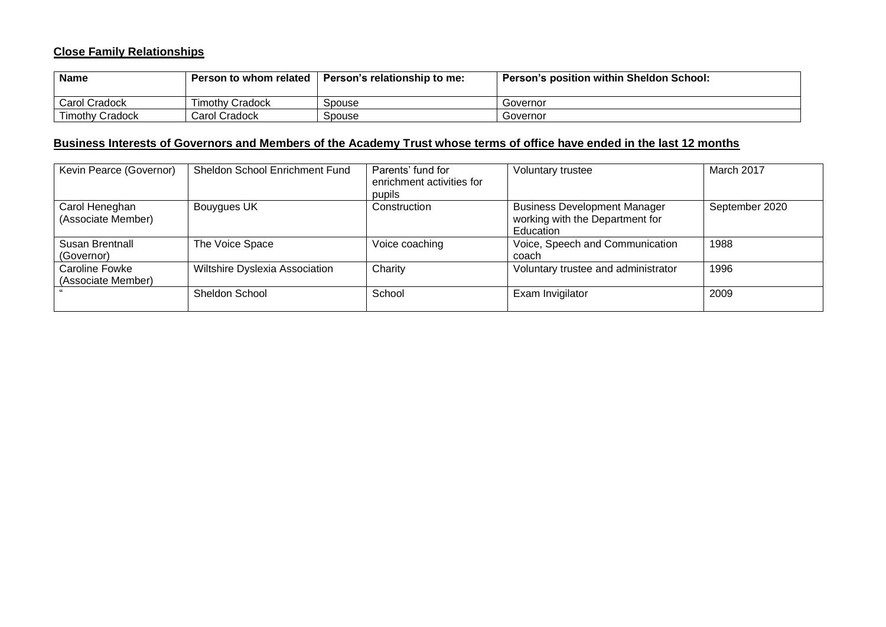**Close Family Relationships**

| Name | Person to whom related | Person's relationship to me: | Person's position within Sheldon School: |
|---|---|---|---|
| Carol Cradock | Timothy Cradock | Spouse | Governor |
| Timothy Cradock | Carol Cradock | Spouse | Governor |

**Business Interests of Governors and Members of the Academy Trust whose terms of office have ended in the last 12 months**

| | | | | |
|---|---|---|---|---|
| Kevin Pearce (Governor) | Sheldon School Enrichment Fund | Parents' fund for enrichment activities for pupils | Voluntary trustee | March 2017 |
| Carol Heneghan (Associate Member) | Bouygues UK | Construction | Business Development Manager working with the Department for Education | September 2020 |
| Susan Brentnall (Governor) | The Voice Space | Voice coaching | Voice, Speech and Communication coach | 1988 |
| Caroline Fowke (Associate Member) | Wiltshire Dyslexia Association | Charity | Voluntary trustee and administrator | 1996 |
| " | Sheldon School | School | Exam Invigilator | 2009 |